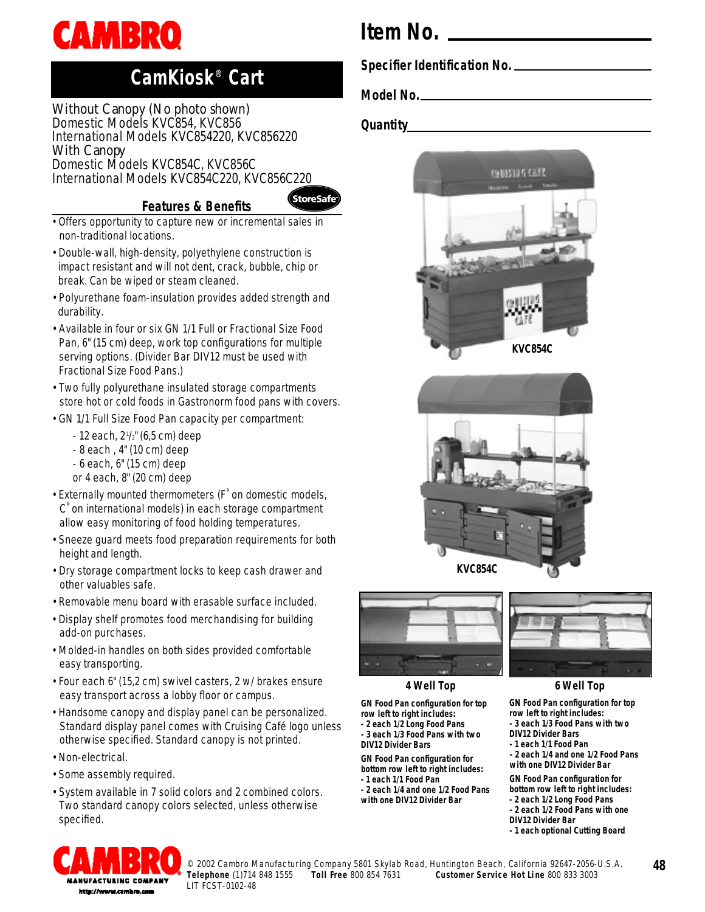# CAMBRO

## CamKiosk® Cart

Without Canopy (No photo shown)
Domestic Models KVC854, KVC856
International Models KVC854220, KVC856220
With Canopy
Domestic Models KVC854C, KVC856C
International Models KVC854C220, KVC856C220

**Item No.** ____________

**Specifier Identification No.** ____________

**Model No.** ____________

**Quantity** ____________

### Features & Benefits

StoreSafe®

- Offers opportunity to capture new or incremental sales in non-traditional locations.
- Double-wall, high-density, polyethylene construction is impact resistant and will not dent, crack, bubble, chip or break. Can be wiped or steam cleaned.
- Polyurethane foam-insulation provides added strength and durability.
- Available in four or six GN 1/1 Full or Fractional Size Food Pan, 6" (15 cm) deep, work top configurations for multiple serving options. (Divider Bar DIV12 must be used with Fractional Size Food Pans.)
- Two fully polyurethane insulated storage compartments store hot or cold foods in Gastronorm food pans with covers.
- GN 1/1 Full Size Food Pan capacity per compartment:
  - 12 each, 2 1/2" (6,5 cm) deep
  - 8 each , 4" (10 cm) deep
  - 6 each, 6" (15 cm) deep
  
  or 4 each, 8" (20 cm) deep
- Externally mounted thermometers (F° on domestic models, C° on international models) in each storage compartment allow easy monitoring of food holding temperatures.
- Sneeze guard meets food preparation requirements for both height and length.
- Dry storage compartment locks to keep cash drawer and other valuables safe.
- Removable menu board with erasable surface included.
- Display shelf promotes food merchandising for building add-on purchases.
- Molded-in handles on both sides provided comfortable easy transporting.
- Four each 6" (15,2 cm) swivel casters, 2 w/ brakes ensure easy transport across a lobby floor or campus.
- Handsome canopy and display panel can be personalized. Standard display panel comes with Cruising Café logo unless otherwise specified. Standard canopy is not printed.
- Non-electrical.
- Some assembly required.
- System available in 7 solid colors and 2 combined colors. Two standard canopy colors selected, unless otherwise specified.

KVC854C

KVC854C

### 4 Well Top

**GN Food Pan configuration for top row left to right includes:**
**- 2 each 1/2 Long Food Pans**
**- 3 each 1/3 Food Pans with two DIV12 Divider Bars**

**GN Food Pan configuration for bottom row left to right includes:**
**- 1 each 1/1 Food Pan**
**- 2 each 1/4 and one 1/2 Food Pans with one DIV12 Divider Bar**

### 6 Well Top

**GN Food Pan configuration for top row left to right includes:**
**- 3 each 1/3 Food Pans with two DIV12 Divider Bars**
**- 1 each 1/1 Food Pan**
**- 2 each 1/4 and one 1/2 Food Pans with one DIV12 Divider Bar**

**GN Food Pan configuration for bottom row left to right includes:**
**- 2 each 1/2 Long Food Pans**
**- 2 each 1/2 Food Pans with one DIV12 Divider Bar**
**- 1 each optional Cutting Board**

CAMBRO MANUFACTURING COMPANY
http://www.cambro.com

© 2002 Cambro Manufacturing Company 5801 Skylab Road, Huntington Beach, California 92647-2056-U.S.A.
**Telephone** (1)714 848 1555 **Toll Free** 800 854 7631 **Customer Service Hot Line** 800 833 3003
LIT FCST-0102-48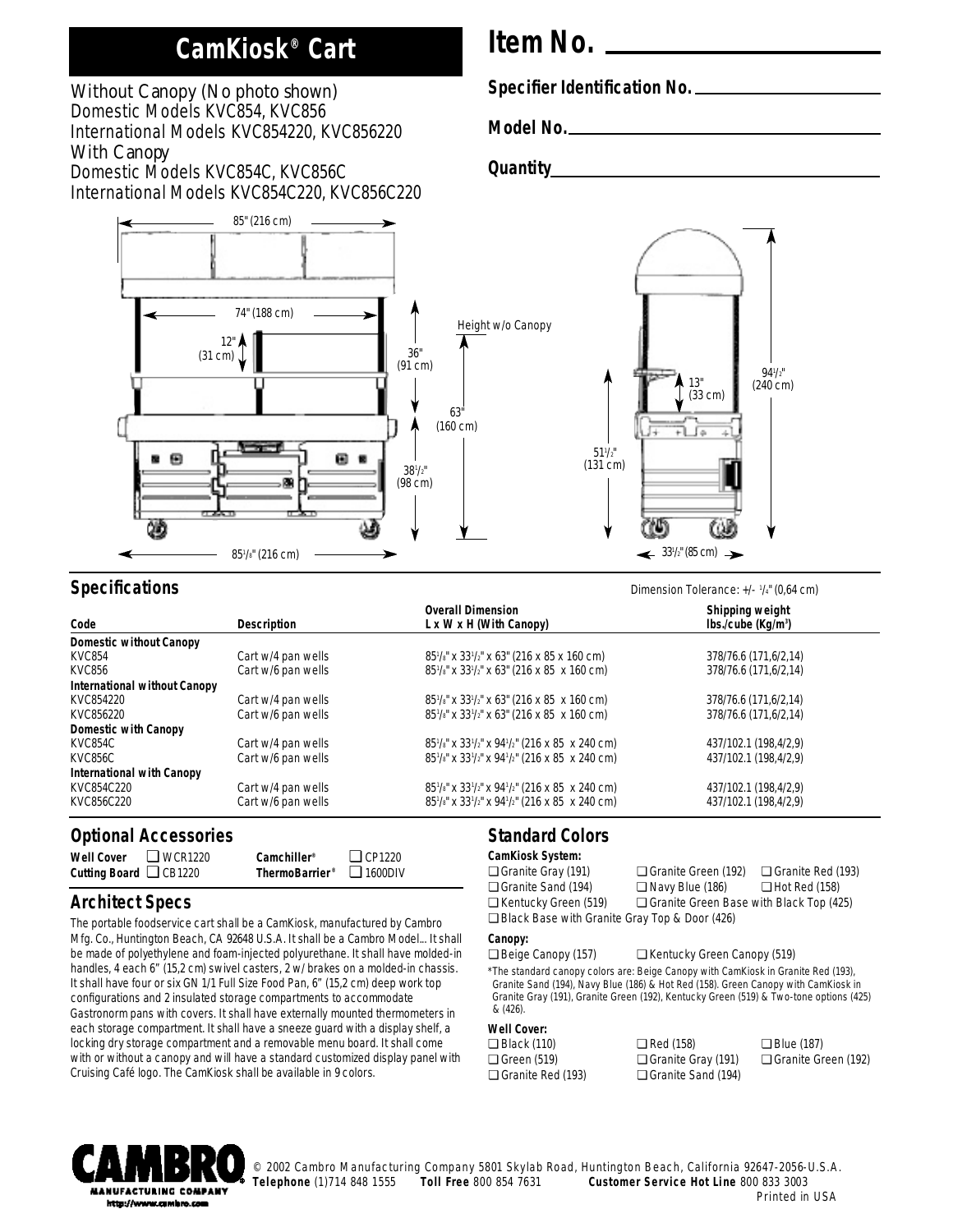# CamKiosk® Cart

Without Canopy (No photo shown)
Domestic Models KVC854, KVC856
International Models KVC854220, KVC856220
With Canopy
Domestic Models KVC854C, KVC856C
International Models KVC854C220, KVC856C220

**Item No.** ______________________

**Specifier Identification No.** ______________________

**Model No.** ______________________

**Quantity** ______________________

85" (216 cm)
74" (188 cm)
12" (31 cm)
36" (91 cm)
Height w/o Canopy
63" (160 cm)
38 1/2" (98 cm)
85 1/8" (216 cm)
51 1/2" (131 cm)
13" (33 cm)
94 1/2" (240 cm)
33 1/2" (85 cm)

## Specifications

Dimension Tolerance: +/- 1/4" (0,64 cm)

| Code | Description | Overall Dimension L x W x H (With Canopy) | Shipping weight lbs./cube (Kg/m³) |
|---|---|---|---|
| **Domestic without Canopy** | | | |
| KVC854 | Cart w/4 pan wells | 85 1/8" x 33 1/2" x 63" (216 x 85 x 160 cm) | 378/76.6 (171,6/2,14) |
| KVC856 | Cart w/6 pan wells | 85 1/8" x 33 1/2" x 63" (216 x 85 x 160 cm) | 378/76.6 (171,6/2,14) |
| **International without Canopy** | | | |
| KVC854220 | Cart w/4 pan wells | 85 1/8" x 33 1/2" x 63" (216 x 85 x 160 cm) | 378/76.6 (171,6/2,14) |
| KVC856220 | Cart w/6 pan wells | 85 1/8" x 33 1/2" x 63" (216 x 85 x 160 cm) | 378/76.6 (171,6/2,14) |
| **Domestic with Canopy** | | | |
| KVC854C | Cart w/4 pan wells | 85 1/8" x 33 1/2" x 94 1/2" (216 x 85 x 240 cm) | 437/102.1 (198,4/2,9) |
| KVC856C | Cart w/6 pan wells | 85 1/8" x 33 1/2" x 94 1/2" (216 x 85 x 240 cm) | 437/102.1 (198,4/2,9) |
| **International with Canopy** | | | |
| KVC854C220 | Cart w/4 pan wells | 85 1/8" x 33 1/2" x 94 1/2" (216 x 85 x 240 cm) | 437/102.1 (198,4/2,9) |
| KVC856C220 | Cart w/6 pan wells | 85 1/8" x 33 1/2" x 94 1/2" (216 x 85 x 240 cm) | 437/102.1 (198,4/2,9) |

## Optional Accessories

**Well Cover** ❑ WCR1220 **Camchiller®** ❑ CP1220
**Cutting Board** ❑ CB1220 **ThermoBarrier®** ❑ 1600DIV

## Architect Specs

The portable foodservice cart shall be a CamKiosk, manufactured by Cambro Mfg. Co., Huntington Beach, CA 92648 U.S.A. It shall be a Cambro Model... It shall be made of polyethylene and foam-injected polyurethane. It shall have molded-in handles, 4 each 6" (15,2 cm) swivel casters, 2 w/ brakes on a molded-in chassis. It shall have four or six GN 1/1 Full Size Food Pan, 6" (15,2 cm) deep work top configurations and 2 insulated storage compartments to accommodate Gastronorm pans with covers. It shall have externally mounted thermometers in each storage compartment. It shall have a sneeze guard with a display shelf, a locking dry storage compartment and a removable menu board. It shall come with or without a canopy and will have a standard customized display panel with Cruising Café logo. The CamKiosk shall be available in 9 colors.

## Standard Colors

**CamKiosk System:**

❑ Granite Gray (191) ❑ Granite Green (192) ❑ Granite Red (193)
❑ Granite Sand (194) ❑ Navy Blue (186) ❑ Hot Red (158)
❑ Kentucky Green (519) ❑ Granite Green Base with Black Top (425)
❑ Black Base with Granite Gray Top & Door (426)

**Canopy:**

❑ Beige Canopy (157) ❑ Kentucky Green Canopy (519)

*The standard canopy colors are: Beige Canopy with CamKiosk in Granite Red (193), Granite Sand (194), Navy Blue (186) & Hot Red (158). Green Canopy with CamKiosk in Granite Gray (191), Granite Green (192), Kentucky Green (519) & Two-tone options (425) & (426).

**Well Cover:**

❑ Black (110) ❑ Red (158) ❑ Blue (187)
❑ Green (519) ❑ Granite Gray (191) ❑ Granite Green (192)
❑ Granite Red (193) ❑ Granite Sand (194)

CAMBRO MANUFACTURING COMPANY http://www.cambro.com

© 2002 Cambro Manufacturing Company 5801 Skylab Road, Huntington Beach, California 92647-2056-U.S.A.
**Telephone** (1)714 848 1555 **Toll Free** 800 854 7631 **Customer Service Hot Line** 800 833 3003
Printed in USA